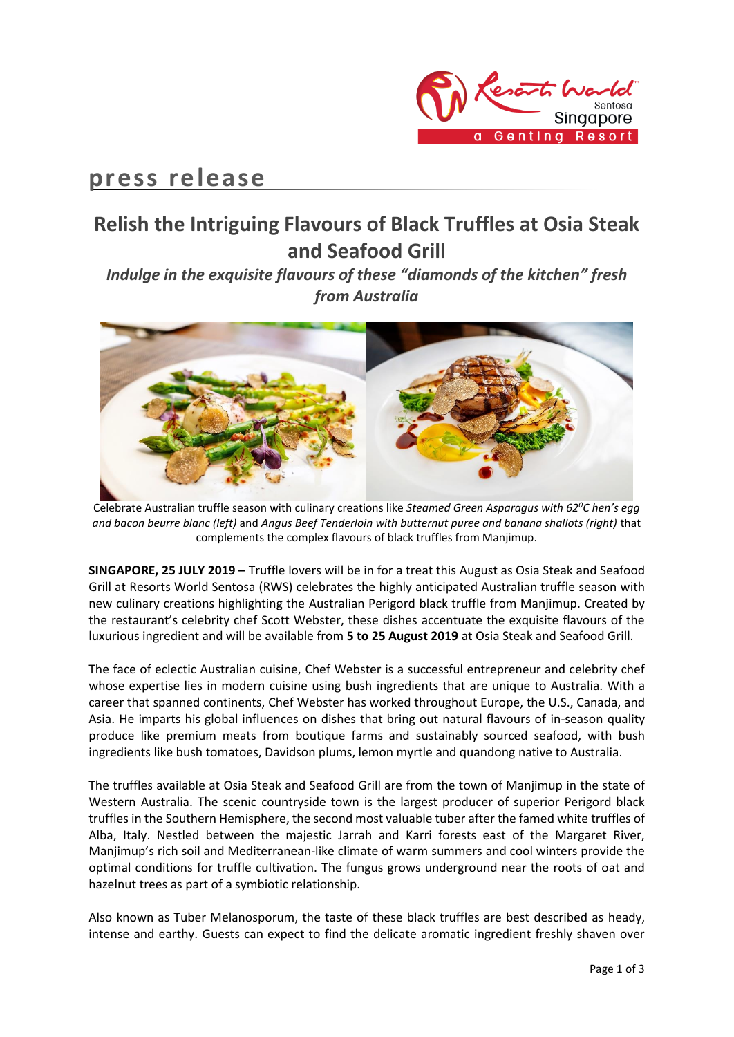press release

# Relish the Intriguing Flavours of Black Truffles at Osia Steak and Seafood Grill

## *Indulge in the exquisite flavours of these "diamonds of the kitchen" fresh from Australia*

Celebrate Australian truffle season with culinary creations like *Steamed Green Asparagus with 62$^0$C hen's egg and bacon beurre blanc (left)* and *Angus Beef Tenderloin with butternut puree and banana shallots (right)* that complements the complex flavours of black truffles from Manjimup.

**SINGAPORE, 25 JULY 2019 –** Truffle lovers will be in for a treat this August as Osia Steak and Seafood Grill at Resorts World Sentosa (RWS) celebrates the highly anticipated Australian truffle season with new culinary creations highlighting the Australian Perigord black truffle from Manjimup. Created by the restaurant's celebrity chef Scott Webster, these dishes accentuate the exquisite flavours of the luxurious ingredient and will be available from **5 to 25 August 2019** at Osia Steak and Seafood Grill.

The face of eclectic Australian cuisine, Chef Webster is a successful entrepreneur and celebrity chef whose expertise lies in modern cuisine using bush ingredients that are unique to Australia. With a career that spanned continents, Chef Webster has worked throughout Europe, the U.S., Canada, and Asia. He imparts his global influences on dishes that bring out natural flavours of in-season quality produce like premium meats from boutique farms and sustainably sourced seafood, with bush ingredients like bush tomatoes, Davidson plums, lemon myrtle and quandong native to Australia.

The truffles available at Osia Steak and Seafood Grill are from the town of Manjimup in the state of Western Australia. The scenic countryside town is the largest producer of superior Perigord black truffles in the Southern Hemisphere, the second most valuable tuber after the famed white truffles of Alba, Italy. Nestled between the majestic Jarrah and Karri forests east of the Margaret River, Manjimup's rich soil and Mediterranean-like climate of warm summers and cool winters provide the optimal conditions for truffle cultivation. The fungus grows underground near the roots of oat and hazelnut trees as part of a symbiotic relationship.

Also known as Tuber Melanosporum, the taste of these black truffle are best described as heady, intense and earthy. Guests can expect to find the delicate aromatic ingredient freshly shaven over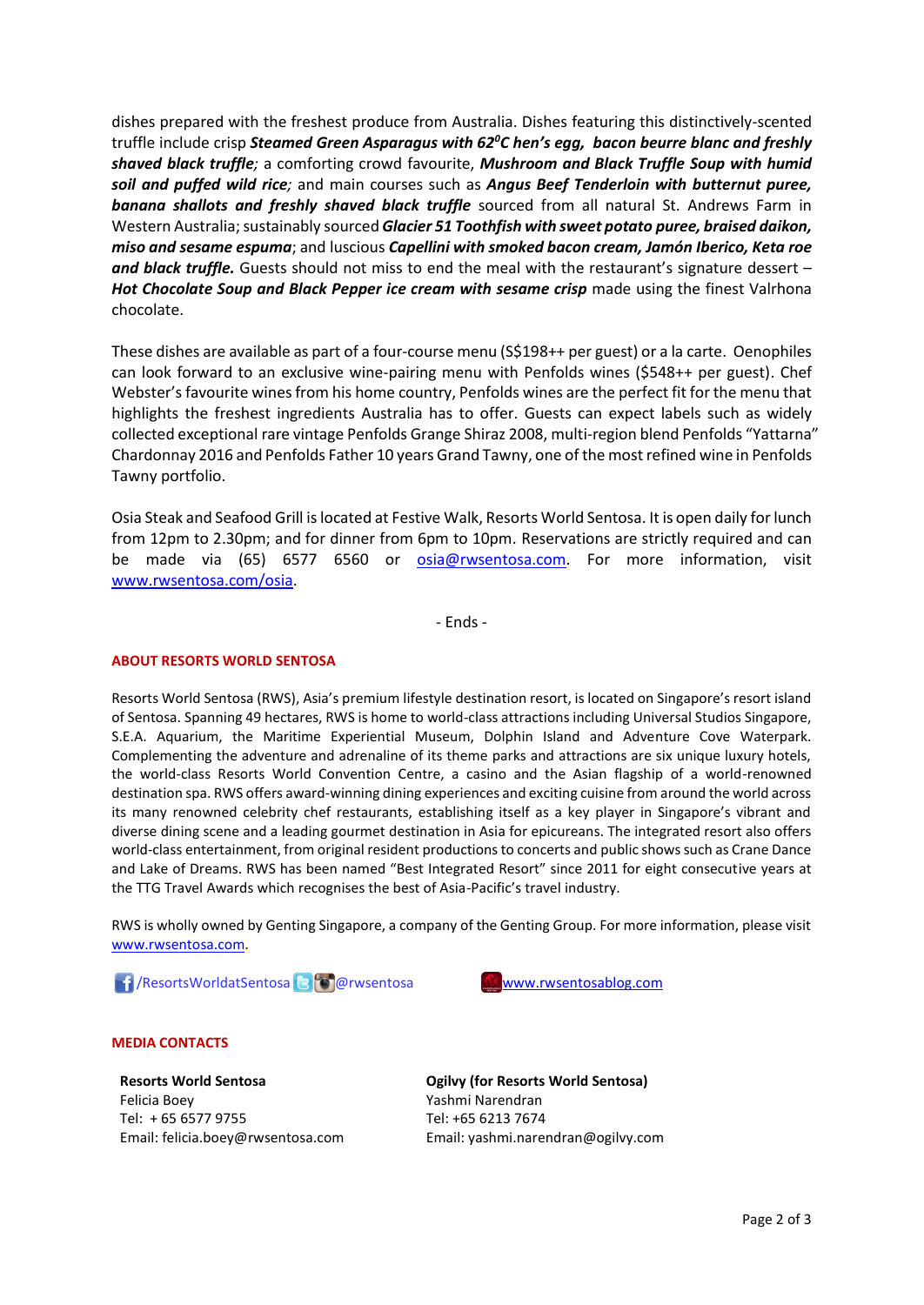dishes prepared with the freshest produce from Australia. Dishes featuring this distinctively-scented truffle include crisp ***Steamed Green Asparagus with 62⁰C hen's egg, bacon beurre blanc and freshly shaved black truffle;*** a comforting crowd favourite, ***Mushroom and Black Truffle Soup with humid soil and puffed wild rice;*** and main courses such as ***Angus Beef Tenderloin with butternut puree, banana shallots and freshly shaved black truffle*** sourced from all natural St. Andrews Farm in Western Australia; sustainably sourced ***Glacier 51 Toothfish with sweet potato puree, braised daikon, miso and sesame espuma***; and luscious ***Capellini with smoked bacon cream, Jamón Iberico, Keta roe and black truffle.*** Guests should not miss to end the meal with the restaurant's signature dessert – ***Hot Chocolate Soup and Black Pepper ice cream with sesame crisp*** made using the finest Valrhona chocolate.

These dishes are available as part of a four-course menu (S$198++ per guest) or a la carte. Oenophiles can look forward to an exclusive wine-pairing menu with Penfolds wines ($548++ per guest). Chef Webster's favourite wines from his home country, Penfolds wines are the perfect fit for the menu that highlights the freshest ingredients Australia has to offer. Guests can expect labels such as widely collected exceptional rare vintage Penfolds Grange Shiraz 2008, multi-region blend Penfolds "Yattarna" Chardonnay 2016 and Penfolds Father 10 years Grand Tawny, one of the most refined wine in Penfolds Tawny portfolio.

Osia Steak and Seafood Grill is located at Festive Walk, Resorts World Sentosa. It is open daily for lunch from 12pm to 2.30pm; and for dinner from 6pm to 10pm. Reservations are strictly required and can be made via (65) 6577 6560 or osia@rwsentosa.com. For more information, visit www.rwsentosa.com/osia.

- Ends -

## ABOUT RESORTS WORLD SENTOSA

Resorts World Sentosa (RWS), Asia's premium lifestyle destination resort, is located on Singapore's resort island of Sentosa. Spanning 49 hectares, RWS is home to world-class attractions including Universal Studios Singapore, S.E.A. Aquarium, the Maritime Experiential Museum, Dolphin Island and Adventure Cove Waterpark. Complementing the adventure and adrenaline of its theme parks and attractions are six unique luxury hotels, the world-class Resorts World Convention Centre, a casino and the Asian flagship of a world-renowned destination spa. RWS offers award-winning dining experiences and exciting cuisine from around the world across its many renowned celebrity chef restaurants, establishing itself as a key player in Singapore's vibrant and diverse dining scene and a leading gourmet destination in Asia for epicureans. The integrated resort also offers world-class entertainment, from original resident productions to concerts and public shows such as Crane Dance and Lake of Dreams. RWS has been named "Best Integrated Resort" since 2011 for eight consecutive years at the TTG Travel Awards which recognises the best of Asia-Pacific's travel industry.

RWS is wholly owned by Genting Singapore, a company of the Genting Group. For more information, please visit www.rwsentosa.com.

/ResortsWorldatSentosa @rwsentosa www.rwsentosablog.com

## MEDIA CONTACTS

**Resorts World Sentosa**
Felicia Boey
Tel: + 65 6577 9755
Email: felicia.boey@rwsentosa.com

**Ogilvy (for Resorts World Sentosa)**
Yashmi Narendran
Tel: +65 6213 7674
Email: yashmi.narendran@ogilvy.com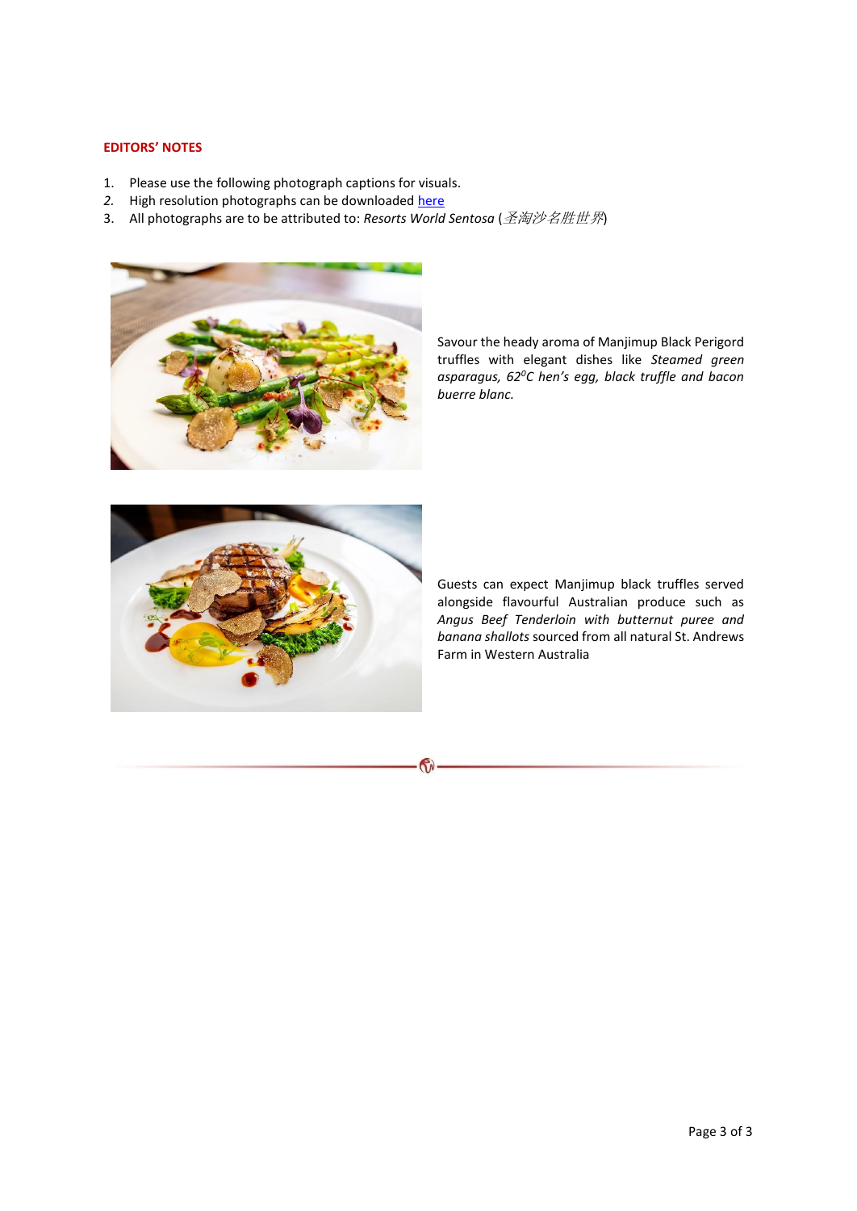**EDITORS' NOTES**

1. Please use the following photograph captions for visuals.
2. High resolution photographs can be downloaded here
3. All photographs are to be attributed to: *Resorts World Sentosa* (*圣淘沙名胜世界*)

Savour the heady aroma of Manjimup Black Perigord truffles with elegant dishes like *Steamed green asparagus, 62$^{0}$C hen's egg, black truffle and bacon buerre blanc.*

Guests can expect Manjimup black truffles served alongside flavourful Australian produce such as *Angus Beef Tenderloin with butternut puree and banana shallots* sourced from all natural St. Andrews Farm in Western Australia